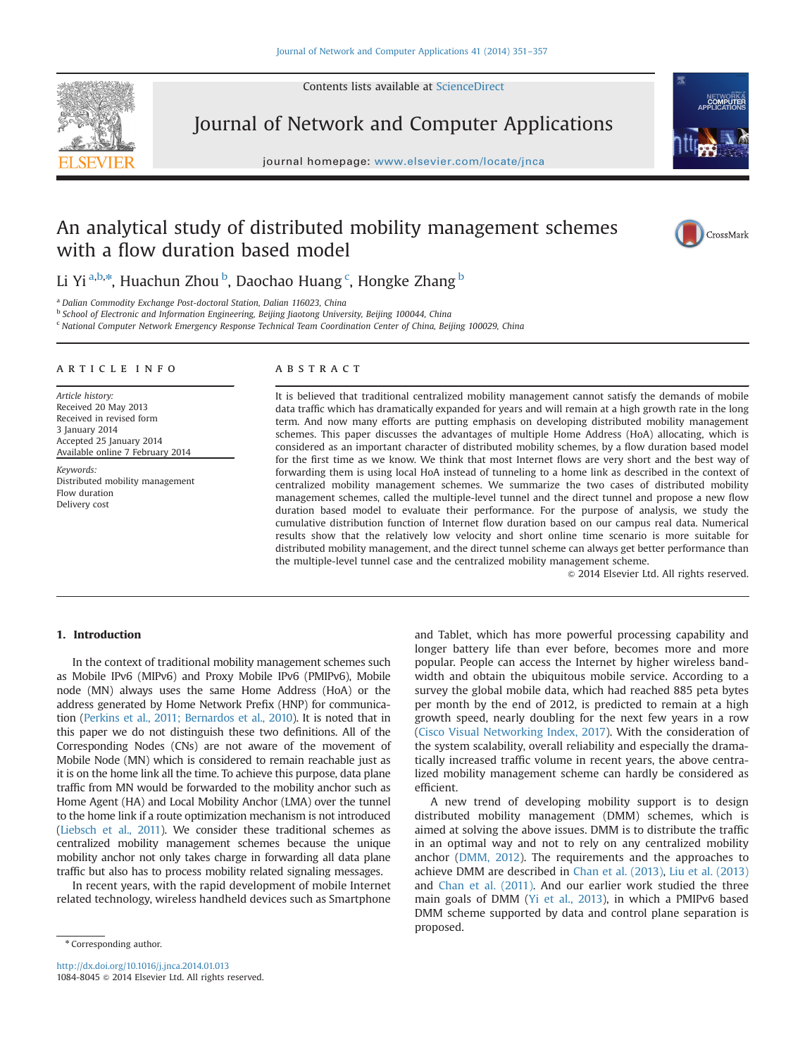# An analytical study of distributed mobility management schemes with a flow duration based model

Li Yi [a,b,*], Huachun Zhou [b], Daochao Huang [c], Hongke Zhang [b]

[a] Dalian Commodity Exchange Post-doctoral Station, Dalian 116023, China
[b] School of Electronic and Information Engineering, Beijing Jiaotong University, Beijing 100044, China
[c] National Computer Network Emergency Response Technical Team Coordination Center of China, Beijing 100029, China

## ARTICLE INFO

*Article history:*
Received 20 May 2013
Received in revised form
3 January 2014
Accepted 25 January 2014
Available online 7 February 2014

*Keywords:*
Distributed mobility management
Flow duration
Delivery cost

## ABSTRACT

It is believed that traditional centralized mobility management cannot satisfy the demands of mobile data traffic which has dramatically expanded for years and will remain at a high growth rate in the long term. And now many efforts are putting emphasis on developing distributed mobility management schemes. This paper discusses the advantages of multiple Home Address (HoA) allocating, which is considered as an important character of distributed mobility schemes, by a flow duration based model for the first time as we know. We think that most Internet flows are very short and the best way of forwarding them is using local HoA instead of tunneling to a home link as described in the context of centralized mobility management schemes. We summarize the two cases of distributed mobility management schemes, called the multiple-level tunnel and the direct tunnel and propose a new flow duration based model to evaluate their performance. For the purpose of analysis, we study the cumulative distribution function of Internet flow duration based on our campus real data. Numerical results show that the relatively low velocity and short online time scenario is more suitable for distributed mobility management, and the direct tunnel scheme can always get better performance than the multiple-level tunnel case and the centralized mobility management scheme.

© 2014 Elsevier Ltd. All rights reserved.

## 1. Introduction

In the context of traditional mobility management schemes such as Mobile IPv6 (MIPv6) and Proxy Mobile IPv6 (PMIPv6), Mobile node (MN) always uses the same Home Address (HoA) or the address generated by Home Network Prefix (HNP) for communication (Perkins et al., 2011; Bernardos et al., 2010). It is noted that in this paper we do not distinguish these two definitions. All of the Corresponding Nodes (CNs) are not aware of the movement of Mobile Node (MN) which is considered to remain reachable just as it is on the home link all the time. To achieve this purpose, data plane traffic from MN would be forwarded to the mobility anchor such as Home Agent (HA) and Local Mobility Anchor (LMA) over the tunnel to the home link if a route optimization mechanism is not introduced (Liebsch et al., 2011). We consider these traditional schemes as centralized mobility management schemes because the unique mobility anchor not only takes charge in forwarding all data plane traffic but also has to process mobility related signaling messages.

In recent years, with the rapid development of mobile Internet related technology, wireless handheld devices such as Smartphone and Tablet, which has more powerful processing capability and longer battery life than ever before, becomes more and more popular. People can access the Internet by higher wireless bandwidth and obtain the ubiquitous mobile service. According to a survey the global mobile data, which had reached 885 peta bytes per month by the end of 2012, is predicted to remain at a high growth speed, nearly doubling for the next few years in a row (Cisco Visual Networking Index, 2017). With the consideration of the system scalability, overall reliability and especially the dramatically increased traffic volume in recent years, the above centralized mobility management scheme can hardly be considered as efficient.

A new trend of developing mobility support is to design distributed mobility management (DMM) schemes, which is aimed at solving the above issues. DMM is to distribute the traffic in an optimal way and not to rely on any centralized mobility anchor (DMM, 2012). The requirements and the approaches to achieve DMM are described in Chan et al. (2013), Liu et al. (2013) and Chan et al. (2011). And our earlier work studied the three main goals of DMM (Yi et al., 2013), in which a PMIPv6 based DMM scheme supported by data and control plane separation is proposed.

* Corresponding author.

http://dx.doi.org/10.1016/j.jnca.2014.01.013
1084-8045 © 2014 Elsevier Ltd. All rights reserved.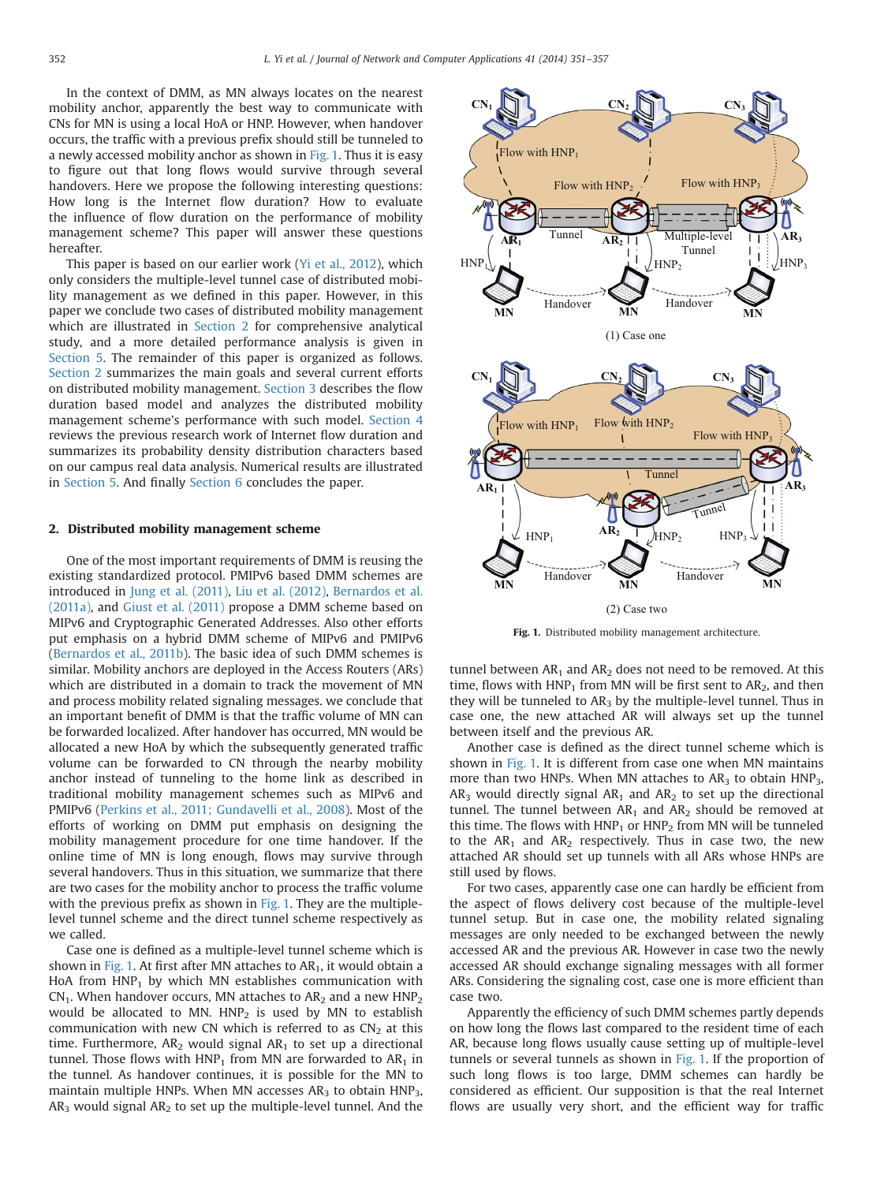In the context of DMM, as MN always locates on the nearest mobility anchor, apparently the best way to communicate with CNs for MN is using a local HoA or HNP. However, when handover occurs, the traffic with a previous prefix should still be tunneled to a newly accessed mobility anchor as shown in Fig. 1. Thus it is easy to figure out that long flows would survive through several handovers. Here we propose the following interesting questions: How long is the Internet flow duration? How to evaluate the influence of flow duration on the performance of mobility management scheme? This paper will answer these questions hereafter.

This paper is based on our earlier work (Yi et al., 2012), which only considers the multiple-level tunnel case of distributed mobility management as we defined in this paper. However, in this paper we conclude two cases of distributed mobility management which are illustrated in Section 2 for comprehensive analytical study, and a more detailed performance analysis is given in Section 5. The remainder of this paper is organized as follows. Section 2 summarizes the main goals and several current efforts on distributed mobility management. Section 3 describes the flow duration based model and analyzes the distributed mobility management scheme's performance with such model. Section 4 reviews the previous research work of Internet flow duration and summarizes its probability density distribution characters based on our campus real data analysis. Numerical results are illustrated in Section 5. And finally Section 6 concludes the paper.

## 2. Distributed mobility management scheme

One of the most important requirements of DMM is reusing the existing standardized protocol. PMIPv6 based DMM schemes are introduced in Jung et al. (2011), Liu et al. (2012), Bernardos et al. (2011a), and Giust et al. (2011) propose a DMM scheme based on MIPv6 and Cryptographic Generated Addresses. Also other efforts put emphasis on a hybrid DMM scheme of MIPv6 and PMIPv6 (Bernardos et al., 2011b). The basic idea of such DMM schemes is similar. Mobility anchors are deployed in the Access Routers (ARs) which are distributed in a domain to track the movement of MN and process mobility related signaling messages. we conclude that an important benefit of DMM is that the traffic volume of MN can be forwarded localized. After handover has occurred, MN would be allocated a new HoA by which the subsequently generated traffic volume can be forwarded to CN through the nearby mobility anchor instead of tunneling to the home link as described in traditional mobility management schemes such as MIPv6 and PMIPv6 (Perkins et al., 2011; Gundavelli et al., 2008). Most of the efforts of working on DMM put emphasis on designing the mobility management procedure for one time handover. If the online time of MN is long enough, flows may survive through several handovers. Thus in this situation, we summarize that there are two cases for the mobility anchor to process the traffic volume with the previous prefix as shown in Fig. 1. They are the multiple-level tunnel scheme and the direct tunnel scheme respectively as we called.

Case one is defined as a multiple-level tunnel scheme which is shown in Fig. 1. At first after MN attaches to $AR_1$, it would obtain a HoA from $HNP_1$ by which MN establishes communication with $CN_1$. When handover occurs, MN attaches to $AR_2$ and a new $HNP_2$ would be allocated to MN. $HNP_2$ is used by MN to establish communication with new CN which is referred to as $CN_2$ at this time. Furthermore, $AR_2$ would signal $AR_1$ to set up a directional tunnel. Those flows with $HNP_1$ from MN are forwarded to $AR_1$ in the tunnel. As handover continues, it is possible for the MN to maintain multiple HNPs. When MN accesses $AR_3$ to obtain $HNP_3$, $AR_3$ would signal $AR_2$ to set up the multiple-level tunnel. And the tunnel between $AR_1$ and $AR_2$ does not need to be removed. At this time, flows with $HNP_1$ from MN will be first sent to $AR_2$, and then they will be tunneled to $AR_3$ by the multiple-level tunnel. Thus in case one, the new attached AR will always set up the tunnel between itself and the previous AR.

Another case is defined as the direct tunnel scheme which is shown in Fig. 1. It is different from case one when MN maintains more than two HNPs. When MN attaches to $AR_3$ to obtain $HNP_3$, $AR_3$ would directly signal $AR_1$ and $AR_2$ to set up the directional tunnel. The tunnel between $AR_1$ and $AR_2$ should be removed at this time. The flows with $HNP_1$ or $HNP_2$ from MN will be tunneled to the $AR_1$ and $AR_2$ respectively. Thus in case two, the new attached AR should set up tunnels with all ARs whose HNPs are still used by flows.

For two cases, apparently case one can hardly be efficient from the aspect of flows delivery cost because of the multiple-level tunnel setup. But in case one, the mobility related signaling messages are only needed to be exchanged between the newly accessed AR and the previous AR. However in case two the newly accessed AR should exchange signaling messages with all former ARs. Considering the signaling cost, case one is more efficient than case two.

Apparently the efficiency of such DMM schemes partly depends on how long the flows last compared to the resident time of each AR, because long flows usually cause setting up of multiple-level tunnels or several tunnels as shown in Fig. 1. If the proportion of such long flows is too large, DMM schemes can hardly be considered as efficient. Our supposition is that the real Internet flows are usually very short, and the efficient way for traffic

(1) Case one

(2) Case two

**Fig. 1.** Distributed mobility management architecture.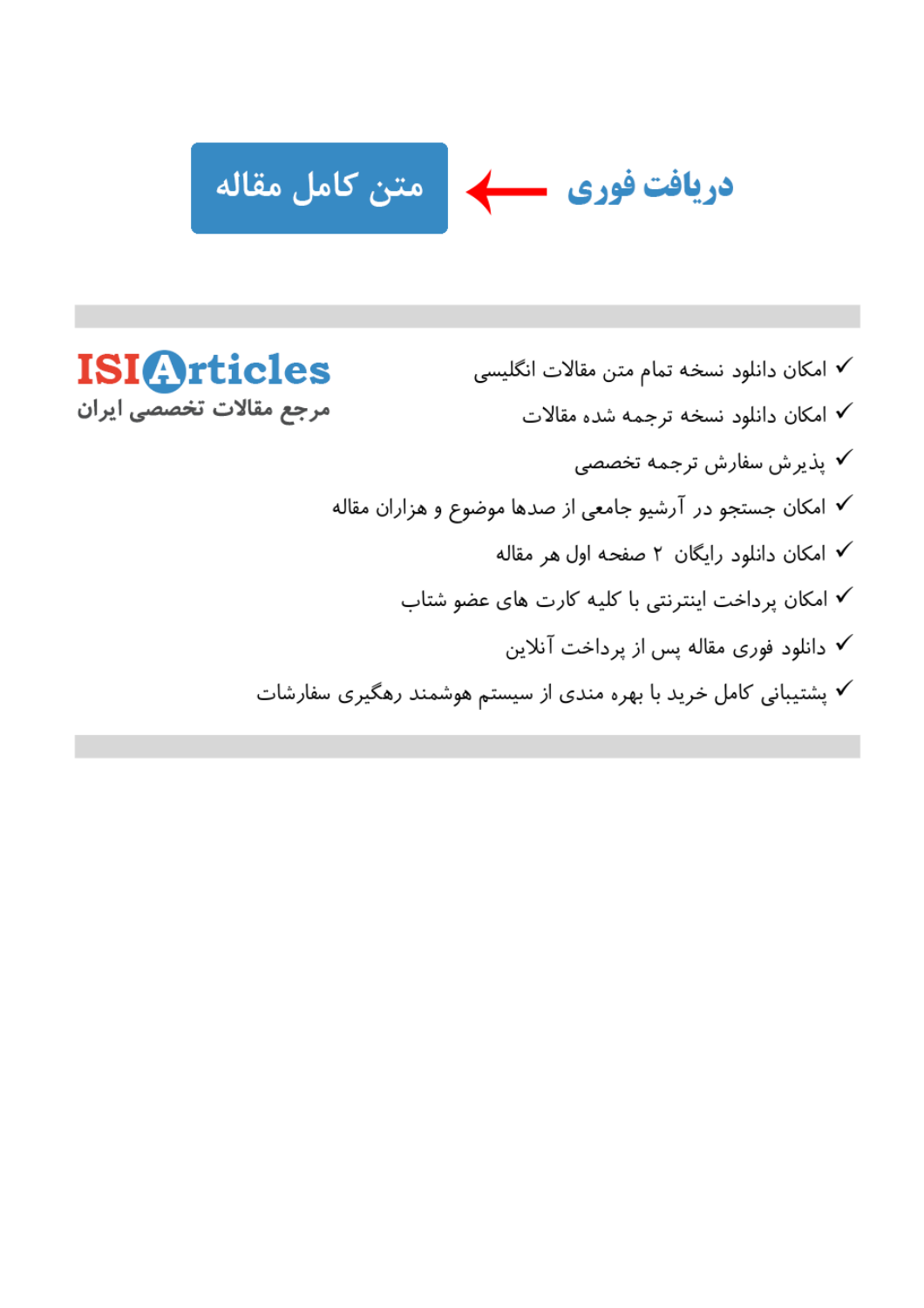دریافت فوری ← **متن کامل مقاله**

**ISIArticles**
مرجع مقالات تخصصی ایران

- ✓ امکان دانلود نسخه تمام متن مقالات انگلیسی
- ✓ امکان دانلود نسخه ترجمه شده مقالات
- ✓ پذیرش سفارش ترجمه تخصصی
- ✓ امکان جستجو در آرشیو جامعی از صدها موضوع و هزاران مقاله
- ✓ امکان دانلود رایگان ۲ صفحه اول هر مقاله
- ✓ امکان پرداخت اینترنتی با کلیه کارت های عضو شتاب
- ✓ دانلود فوری مقاله پس از پرداخت آنلاین
- ✓ پشتیبانی کامل خرید با بهره مندی از سیستم هوشمند رهگیری سفارشات